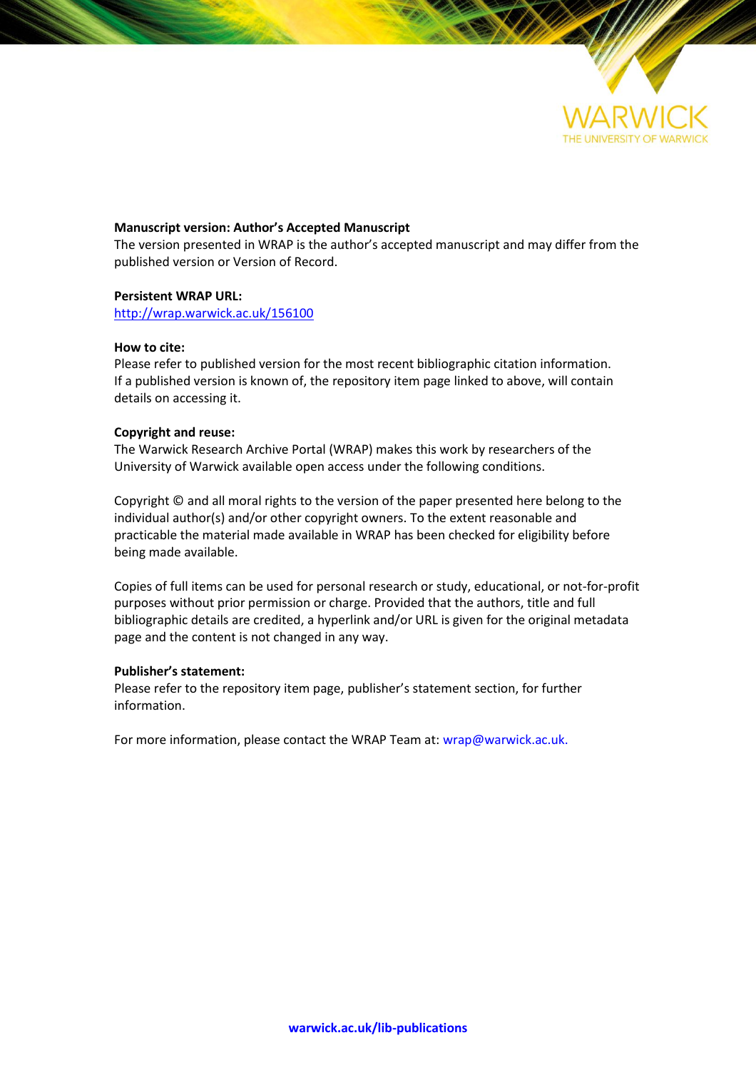WARWICK
THE UNIVERSITY OF WARWICK

**Manuscript version: Author's Accepted Manuscript**
The version presented in WRAP is the author's accepted manuscript and may differ from the published version or Version of Record.

**Persistent WRAP URL:**
http://wrap.warwick.ac.uk/156100

**How to cite:**
Please refer to published version for the most recent bibliographic citation information. If a published version is known of, the repository item page linked to above, will contain details on accessing it.

**Copyright and reuse:**
The Warwick Research Archive Portal (WRAP) makes this work by researchers of the University of Warwick available open access under the following conditions.

Copyright © and all moral rights to the version of the paper presented here belong to the individual author(s) and/or other copyright owners. To the extent reasonable and practicable the material made available in WRAP has been checked for eligibility before being made available.

Copies of full items can be used for personal research or study, educational, or not-for-profit purposes without prior permission or charge. Provided that the authors, title and full bibliographic details are credited, a hyperlink and/or URL is given for the original metadata page and the content is not changed in any way.

**Publisher's statement:**
Please refer to the repository item page, publisher's statement section, for further information.

For more information, please contact the WRAP Team at: wrap@warwick.ac.uk.

**warwick.ac.uk/lib-publications**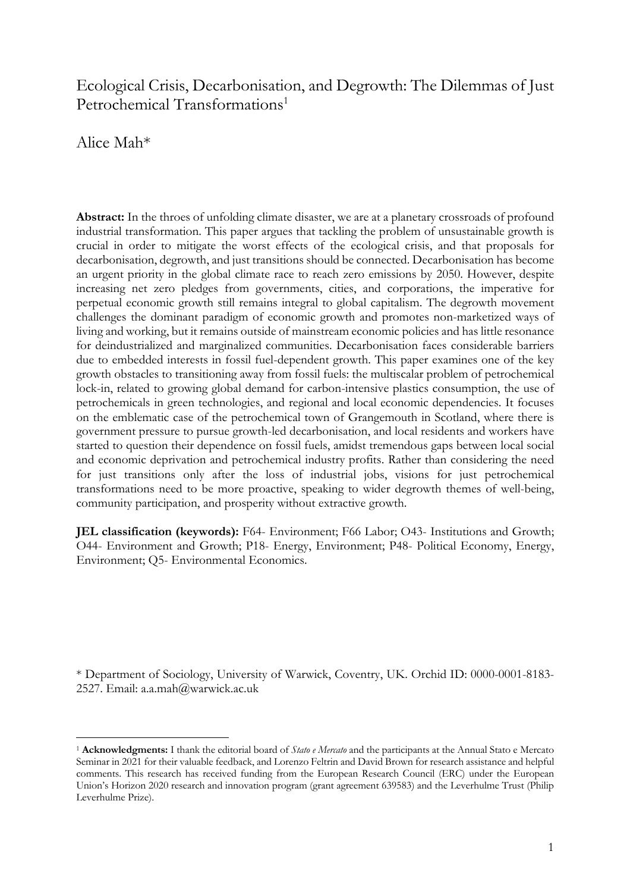# Ecological Crisis, Decarbonisation, and Degrowth: The Dilemmas of Just Petrochemical Transformations[1]

Alice Mah*

**Abstract:** In the throes of unfolding climate disaster, we are at a planetary crossroads of profound industrial transformation. This paper argues that tackling the problem of unsustainable growth is crucial in order to mitigate the worst effects of the ecological crisis, and that proposals for decarbonisation, degrowth, and just transitions should be connected. Decarbonisation has become an urgent priority in the global climate race to reach zero emissions by 2050. However, despite increasing net zero pledges from governments, cities, and corporations, the imperative for perpetual economic growth still remains integral to global capitalism. The degrowth movement challenges the dominant paradigm of economic growth and promotes non-marketized ways of living and working, but it remains outside of mainstream economic policies and has little resonance for deindustrialized and marginalized communities. Decarbonisation faces considerable barriers due to embedded interests in fossil fuel-dependent growth. This paper examines one of the key growth obstacles to transitioning away from fossil fuels: the multiscalar problem of petrochemical lock-in, related to growing global demand for carbon-intensive plastics consumption, the use of petrochemicals in green technologies, and regional and local economic dependencies. It focuses on the emblematic case of the petrochemical town of Grangemouth in Scotland, where there is government pressure to pursue growth-led decarbonisation, and local residents and workers have started to question their dependence on fossil fuels, amidst tremendous gaps between local social and economic deprivation and petrochemical industry profits. Rather than considering the need for just transitions only after the loss of industrial jobs, visions for just petrochemical transformations need to be more proactive, speaking to wider degrowth themes of well-being, community participation, and prosperity without extractive growth.

**JEL classification (keywords):** F64- Environment; F66 Labor; O43- Institutions and Growth; O44- Environment and Growth; P18- Energy, Environment; P48- Political Economy, Energy, Environment; Q5- Environmental Economics.

\* Department of Sociology, University of Warwick, Coventry, UK. Orchid ID: 0000-0001-8183-2527. Email: a.a.mah@warwick.ac.uk

[1] **Acknowledgments:** I thank the editorial board of *Stato e Mercato* and the participants at the Annual Stato e Mercato Seminar in 2021 for their valuable feedback, and Lorenzo Feltrin and David Brown for research assistance and helpful comments. This research has received funding from the European Research Council (ERC) under the European Union's Horizon 2020 research and innovation program (grant agreement 639583) and the Leverhulme Trust (Philip Leverhulme Prize).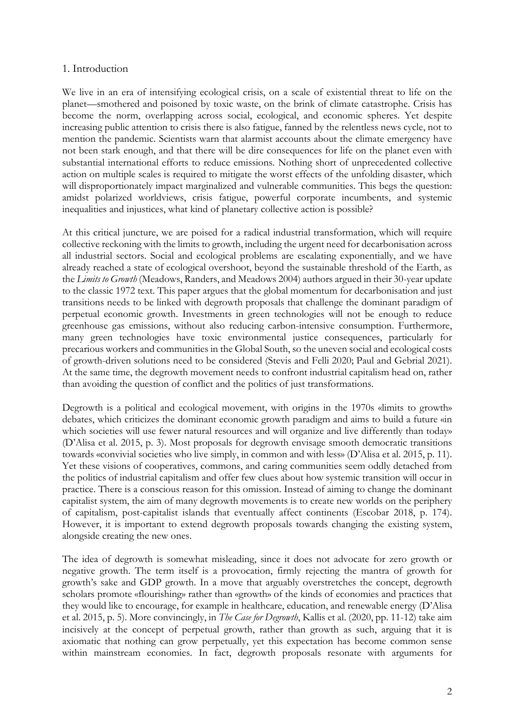## 1. Introduction

We live in an era of intensifying ecological crisis, on a scale of existential threat to life on the planet—smothered and poisoned by toxic waste, on the brink of climate catastrophe. Crisis has become the norm, overlapping across social, ecological, and economic spheres. Yet despite increasing public attention to crisis there is also fatigue, fanned by the relentless news cycle, not to mention the pandemic. Scientists warn that alarmist accounts about the climate emergency have not been stark enough, and that there will be dire consequences for life on the planet even with substantial international efforts to reduce emissions. Nothing short of unprecedented collective action on multiple scales is required to mitigate the worst effects of the unfolding disaster, which will disproportionately impact marginalized and vulnerable communities. This begs the question: amidst polarized worldviews, crisis fatigue, powerful corporate incumbents, and systemic inequalities and injustices, what kind of planetary collective action is possible?

At this critical juncture, we are poised for a radical industrial transformation, which will require collective reckoning with the limits to growth, including the urgent need for decarbonisation across all industrial sectors. Social and ecological problems are escalating exponentially, and we have already reached a state of ecological overshoot, beyond the sustainable threshold of the Earth, as the *Limits to Growth* (Meadows, Randers, and Meadows 2004) authors argued in their 30-year update to the classic 1972 text. This paper argues that the global momentum for decarbonisation and just transitions needs to be linked with degrowth proposals that challenge the dominant paradigm of perpetual economic growth. Investments in green technologies will not be enough to reduce greenhouse gas emissions, without also reducing carbon-intensive consumption. Furthermore, many green technologies have toxic environmental justice consequences, particularly for precarious workers and communities in the Global South, so the uneven social and ecological costs of growth-driven solutions need to be considered (Stevis and Felli 2020; Paul and Gebrial 2021). At the same time, the degrowth movement needs to confront industrial capitalism head on, rather than avoiding the question of conflict and the politics of just transformations.

Degrowth is a political and ecological movement, with origins in the 1970s «limits to growth» debates, which criticizes the dominant economic growth paradigm and aims to build a future «in which societies will use fewer natural resources and will organize and live differently than today» (D'Alisa et al. 2015, p. 3). Most proposals for degrowth envisage smooth democratic transitions towards «convivial societies who live simply, in common and with less» (D'Alisa et al. 2015, p. 11). Yet these visions of cooperatives, commons, and caring communities seem oddly detached from the politics of industrial capitalism and offer few clues about how systemic transition will occur in practice. There is a conscious reason for this omission. Instead of aiming to change the dominant capitalist system, the aim of many degrowth movements is to create new worlds on the periphery of capitalism, post-capitalist islands that eventually affect continents (Escobar 2018, p. 174). However, it is important to extend degrowth proposals towards changing the existing system, alongside creating the new ones.

The idea of degrowth is somewhat misleading, since it does not advocate for zero growth or negative growth. The term itself is a provocation, firmly rejecting the mantra of growth for growth's sake and GDP growth. In a move that arguably overstretches the concept, degrowth scholars promote «flourishing» rather than «growth» of the kinds of economies and practices that they would like to encourage, for example in healthcare, education, and renewable energy (D'Alisa et al. 2015, p. 5). More convincingly, in *The Case for Degrowth*, Kallis et al. (2020, pp. 11-12) take aim incisively at the concept of perpetual growth, rather than growth as such, arguing that it is axiomatic that nothing can grow perpetually, yet this expectation has become common sense within mainstream economies. In fact, degrowth proposals resonate with arguments for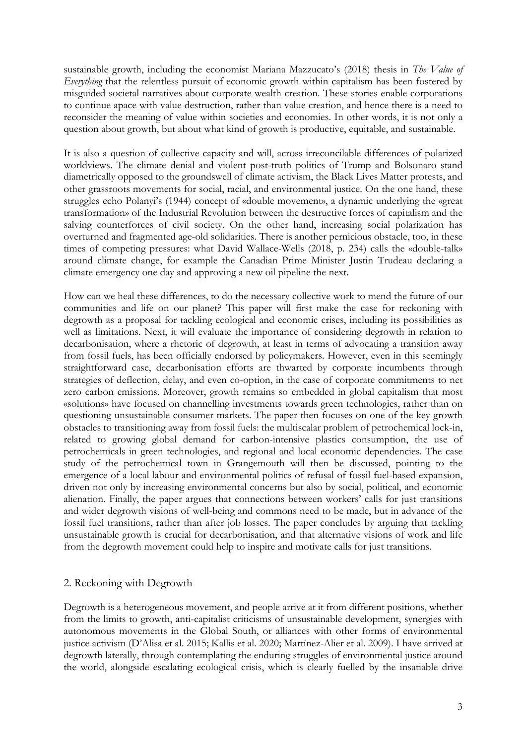sustainable growth, including the economist Mariana Mazzucato's (2018) thesis in *The Value of Everything* that the relentless pursuit of economic growth within capitalism has been fostered by misguided societal narratives about corporate wealth creation. These stories enable corporations to continue apace with value destruction, rather than value creation, and hence there is a need to reconsider the meaning of value within societies and economies. In other words, it is not only a question about growth, but about what kind of growth is productive, equitable, and sustainable.

It is also a question of collective capacity and will, across irreconcilable differences of polarized worldviews. The climate denial and violent post-truth politics of Trump and Bolsonaro stand diametrically opposed to the groundswell of climate activism, the Black Lives Matter protests, and other grassroots movements for social, racial, and environmental justice. On the one hand, these struggles echo Polanyi's (1944) concept of «double movement», a dynamic underlying the «great transformation» of the Industrial Revolution between the destructive forces of capitalism and the salving counterforces of civil society. On the other hand, increasing social polarization has overturned and fragmented age-old solidarities. There is another pernicious obstacle, too, in these times of competing pressures: what David Wallace-Wells (2018, p. 234) calls the «double-talk» around climate change, for example the Canadian Prime Minister Justin Trudeau declaring a climate emergency one day and approving a new oil pipeline the next.

How can we heal these differences, to do the necessary collective work to mend the future of our communities and life on our planet? This paper will first make the case for reckoning with degrowth as a proposal for tackling ecological and economic crises, including its possibilities as well as limitations. Next, it will evaluate the importance of considering degrowth in relation to decarbonisation, where a rhetoric of degrowth, at least in terms of advocating a transition away from fossil fuels, has been officially endorsed by policymakers. However, even in this seemingly straightforward case, decarbonisation efforts are thwarted by corporate incumbents through strategies of deflection, delay, and even co-option, in the case of corporate commitments to net zero carbon emissions. Moreover, growth remains so embedded in global capitalism that most «solutions» have focused on channelling investments towards green technologies, rather than on questioning unsustainable consumer markets. The paper then focuses on one of the key growth obstacles to transitioning away from fossil fuels: the multiscalar problem of petrochemical lock-in, related to growing global demand for carbon-intensive plastics consumption, the use of petrochemicals in green technologies, and regional and local economic dependencies. The case study of the petrochemical town in Grangemouth will then be discussed, pointing to the emergence of a local labour and environmental politics of refusal of fossil fuel-based expansion, driven not only by increasing environmental concerns but also by social, political, and economic alienation. Finally, the paper argues that connections between workers' calls for just transitions and wider degrowth visions of well-being and commons need to be made, but in advance of the fossil fuel transitions, rather than after job losses. The paper concludes by arguing that tackling unsustainable growth is crucial for decarbonisation, and that alternative visions of work and life from the degrowth movement could help to inspire and motivate calls for just transitions.

## 2. Reckoning with Degrowth

Degrowth is a heterogeneous movement, and people arrive at it from different positions, whether from the limits to growth, anti-capitalist criticisms of unsustainable development, synergies with autonomous movements in the Global South, or alliances with other forms of environmental justice activism (D'Alisa et al. 2015; Kallis et al. 2020; Martínez-Alier et al. 2009). I have arrived at degrowth laterally, through contemplating the enduring struggles of environmental justice around the world, alongside escalating ecological crisis, which is clearly fuelled by the insatiable drive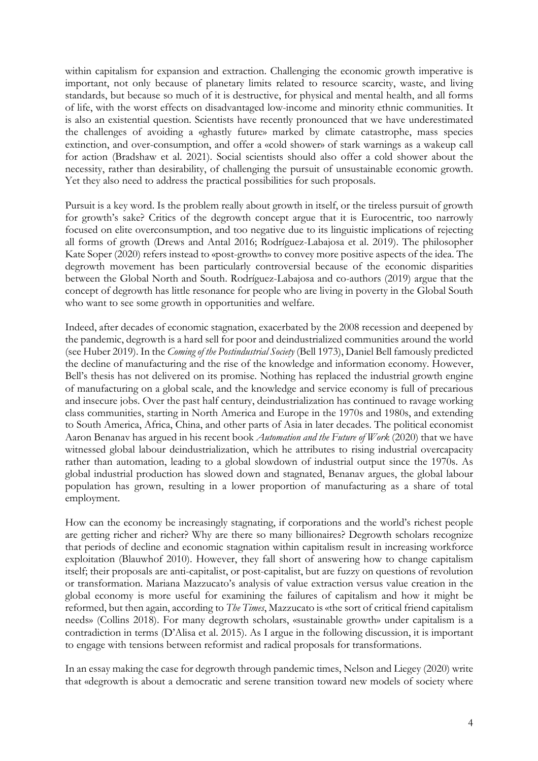within capitalism for expansion and extraction. Challenging the economic growth imperative is important, not only because of planetary limits related to resource scarcity, waste, and living standards, but because so much of it is destructive, for physical and mental health, and all forms of life, with the worst effects on disadvantaged low-income and minority ethnic communities. It is also an existential question. Scientists have recently pronounced that we have underestimated the challenges of avoiding a «ghastly future» marked by climate catastrophe, mass species extinction, and over-consumption, and offer a «cold shower» of stark warnings as a wakeup call for action (Bradshaw et al. 2021). Social scientists should also offer a cold shower about the necessity, rather than desirability, of challenging the pursuit of unsustainable economic growth. Yet they also need to address the practical possibilities for such proposals.

Pursuit is a key word. Is the problem really about growth in itself, or the tireless pursuit of growth for growth's sake? Critics of the degrowth concept argue that it is Eurocentric, too narrowly focused on elite overconsumption, and too negative due to its linguistic implications of rejecting all forms of growth (Drews and Antal 2016; Rodríguez-Labajosa et al. 2019). The philosopher Kate Soper (2020) refers instead to «post-growth» to convey more positive aspects of the idea. The degrowth movement has been particularly controversial because of the economic disparities between the Global North and South. Rodríguez-Labajosa and co-authors (2019) argue that the concept of degrowth has little resonance for people who are living in poverty in the Global South who want to see some growth in opportunities and welfare.

Indeed, after decades of economic stagnation, exacerbated by the 2008 recession and deepened by the pandemic, degrowth is a hard sell for poor and deindustrialized communities around the world (see Huber 2019). In the *Coming of the Postindustrial Society* (Bell 1973), Daniel Bell famously predicted the decline of manufacturing and the rise of the knowledge and information economy. However, Bell's thesis has not delivered on its promise. Nothing has replaced the industrial growth engine of manufacturing on a global scale, and the knowledge and service economy is full of precarious and insecure jobs. Over the past half century, deindustrialization has continued to ravage working class communities, starting in North America and Europe in the 1970s and 1980s, and extending to South America, Africa, China, and other parts of Asia in later decades. The political economist Aaron Benanav has argued in his recent book *Automation and the Future of Work* (2020) that we have witnessed global labour deindustrialization, which he attributes to rising industrial overcapacity rather than automation, leading to a global slowdown of industrial output since the 1970s. As global industrial production has slowed down and stagnated, Benanav argues, the global labour population has grown, resulting in a lower proportion of manufacturing as a share of total employment.

How can the economy be increasingly stagnating, if corporations and the world's richest people are getting richer and richer? Why are there so many billionaires? Degrowth scholars recognize that periods of decline and economic stagnation within capitalism result in increasing workforce exploitation (Blauwhof 2010). However, they fall short of answering how to change capitalism itself; their proposals are anti-capitalist, or post-capitalist, but are fuzzy on questions of revolution or transformation. Mariana Mazzucato's analysis of value extraction versus value creation in the global economy is more useful for examining the failures of capitalism and how it might be reformed, but then again, according to *The Times*, Mazzucato is «the sort of critical friend capitalism needs» (Collins 2018). For many degrowth scholars, «sustainable growth» under capitalism is a contradiction in terms (D'Alisa et al. 2015). As I argue in the following discussion, it is important to engage with tensions between reformist and radical proposals for transformations.

In an essay making the case for degrowth through pandemic times, Nelson and Liegey (2020) write that «degrowth is about a democratic and serene transition toward new models of society where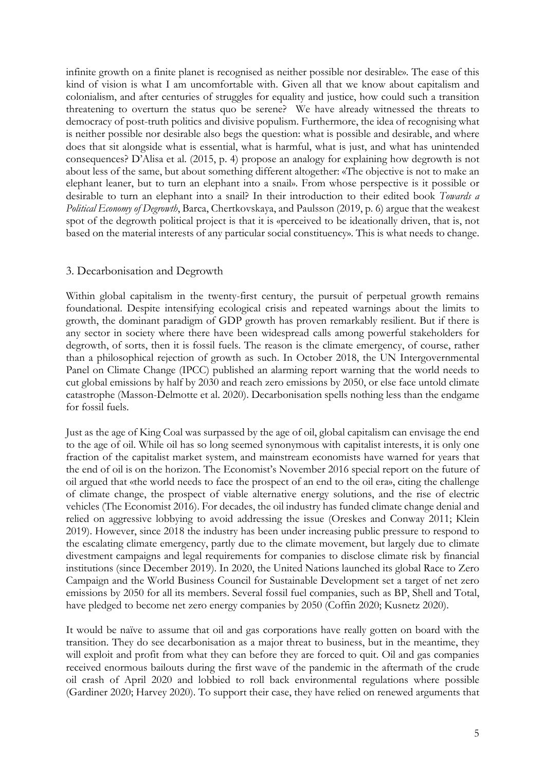infinite growth on a finite planet is recognised as neither possible nor desirable». The ease of this kind of vision is what I am uncomfortable with. Given all that we know about capitalism and colonialism, and after centuries of struggles for equality and justice, how could such a transition threatening to overturn the status quo be serene? We have already witnessed the threats to democracy of post-truth politics and divisive populism. Furthermore, the idea of recognising what is neither possible nor desirable also begs the question: what is possible and desirable, and where does that sit alongside what is essential, what is harmful, what is just, and what has unintended consequences? D'Alisa et al. (2015, p. 4) propose an analogy for explaining how degrowth is not about less of the same, but about something different altogether: «The objective is not to make an elephant leaner, but to turn an elephant into a snail». From whose perspective is it possible or desirable to turn an elephant into a snail? In their introduction to their edited book *Towards a Political Economy of Degrowth*, Barca, Chertkovskaya, and Paulsson (2019, p. 6) argue that the weakest spot of the degrowth political project is that it is «perceived to be ideationally driven, that is, not based on the material interests of any particular social constituency». This is what needs to change.

## 3. Decarbonisation and Degrowth

Within global capitalism in the twenty-first century, the pursuit of perpetual growth remains foundational. Despite intensifying ecological crisis and repeated warnings about the limits to growth, the dominant paradigm of GDP growth has proven remarkably resilient. But if there is any sector in society where there have been widespread calls among powerful stakeholders for degrowth, of sorts, then it is fossil fuels. The reason is the climate emergency, of course, rather than a philosophical rejection of growth as such. In October 2018, the UN Intergovernmental Panel on Climate Change (IPCC) published an alarming report warning that the world needs to cut global emissions by half by 2030 and reach zero emissions by 2050, or else face untold climate catastrophe (Masson-Delmotte et al. 2020). Decarbonisation spells nothing less than the endgame for fossil fuels.

Just as the age of King Coal was surpassed by the age of oil, global capitalism can envisage the end to the age of oil. While oil has so long seemed synonymous with capitalist interests, it is only one fraction of the capitalist market system, and mainstream economists have warned for years that the end of oil is on the horizon. The Economist's November 2016 special report on the future of oil argued that «the world needs to face the prospect of an end to the oil era», citing the challenge of climate change, the prospect of viable alternative energy solutions, and the rise of electric vehicles (The Economist 2016). For decades, the oil industry has funded climate change denial and relied on aggressive lobbying to avoid addressing the issue (Oreskes and Conway 2011; Klein 2019). However, since 2018 the industry has been under increasing public pressure to respond to the escalating climate emergency, partly due to the climate movement, but largely due to climate divestment campaigns and legal requirements for companies to disclose climate risk by financial institutions (since December 2019). In 2020, the United Nations launched its global Race to Zero Campaign and the World Business Council for Sustainable Development set a target of net zero emissions by 2050 for all its members. Several fossil fuel companies, such as BP, Shell and Total, have pledged to become net zero energy companies by 2050 (Coffin 2020; Kusnetz 2020).

It would be naïve to assume that oil and gas corporations have really gotten on board with the transition. They do see decarbonisation as a major threat to business, but in the meantime, they will exploit and profit from what they can before they are forced to quit. Oil and gas companies received enormous bailouts during the first wave of the pandemic in the aftermath of the crude oil crash of April 2020 and lobbied to roll back environmental regulations where possible (Gardiner 2020; Harvey 2020). To support their case, they have relied on renewed arguments that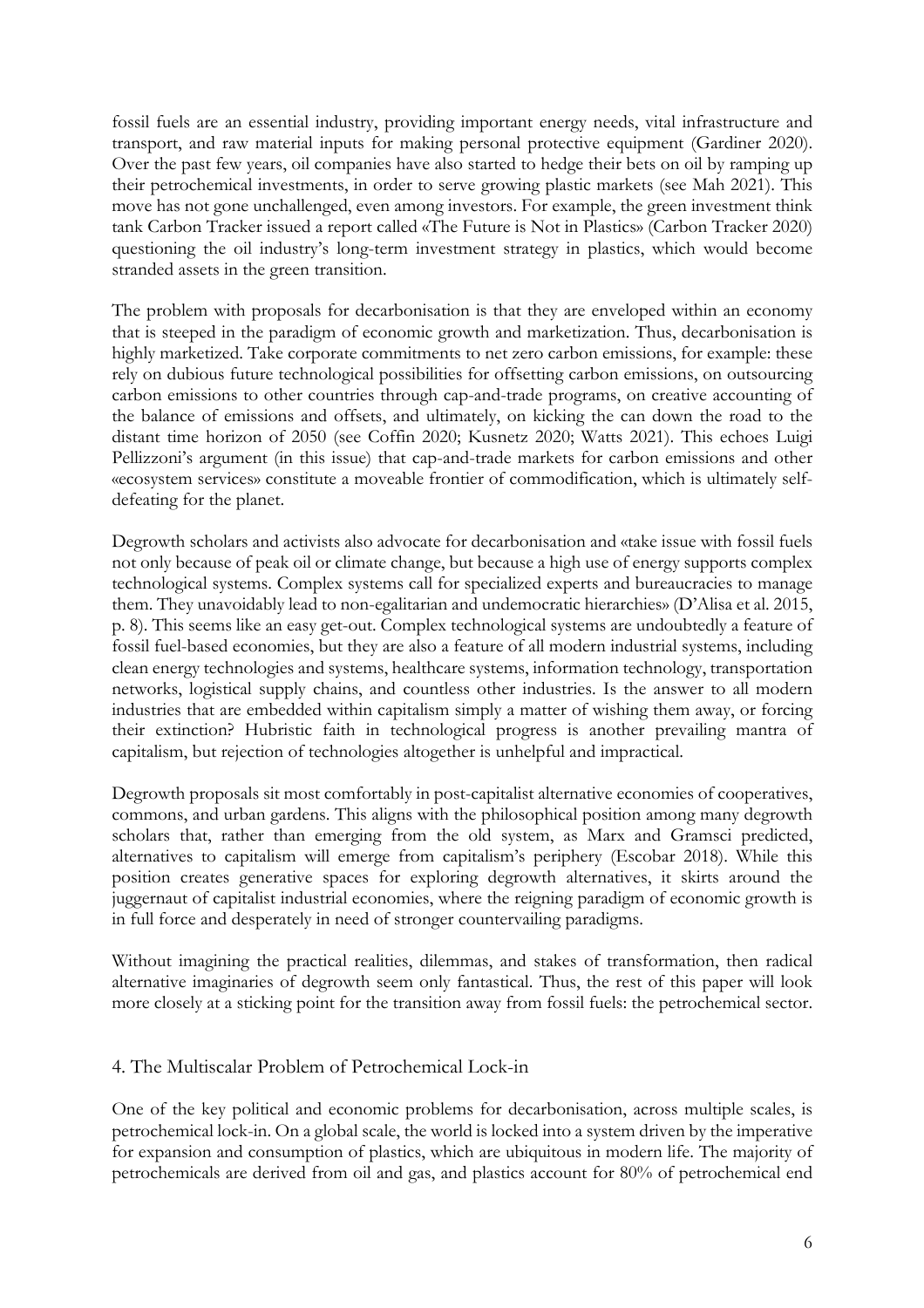fossil fuels are an essential industry, providing important energy needs, vital infrastructure and transport, and raw material inputs for making personal protective equipment (Gardiner 2020). Over the past few years, oil companies have also started to hedge their bets on oil by ramping up their petrochemical investments, in order to serve growing plastic markets (see Mah 2021). This move has not gone unchallenged, even among investors. For example, the green investment think tank Carbon Tracker issued a report called «The Future is Not in Plastics» (Carbon Tracker 2020) questioning the oil industry's long-term investment strategy in plastics, which would become stranded assets in the green transition.

The problem with proposals for decarbonisation is that they are enveloped within an economy that is steeped in the paradigm of economic growth and marketization. Thus, decarbonisation is highly marketized. Take corporate commitments to net zero carbon emissions, for example: these rely on dubious future technological possibilities for offsetting carbon emissions, on outsourcing carbon emissions to other countries through cap-and-trade programs, on creative accounting of the balance of emissions and offsets, and ultimately, on kicking the can down the road to the distant time horizon of 2050 (see Coffin 2020; Kusnetz 2020; Watts 2021). This echoes Luigi Pellizzoni's argument (in this issue) that cap-and-trade markets for carbon emissions and other «ecosystem services» constitute a moveable frontier of commodification, which is ultimately self-defeating for the planet.

Degrowth scholars and activists also advocate for decarbonisation and «take issue with fossil fuels not only because of peak oil or climate change, but because a high use of energy supports complex technological systems. Complex systems call for specialized experts and bureaucracies to manage them. They unavoidably lead to non-egalitarian and undemocratic hierarchies» (D'Alisa et al. 2015, p. 8). This seems like an easy get-out. Complex technological systems are undoubtedly a feature of fossil fuel-based economies, but they are also a feature of all modern industrial systems, including clean energy technologies and systems, healthcare systems, information technology, transportation networks, logistical supply chains, and countless other industries. Is the answer to all modern industries that are embedded within capitalism simply a matter of wishing them away, or forcing their extinction? Hubristic faith in technological progress is another prevailing mantra of capitalism, but rejection of technologies altogether is unhelpful and impractical.

Degrowth proposals sit most comfortably in post-capitalist alternative economies of cooperatives, commons, and urban gardens. This aligns with the philosophical position among many degrowth scholars that, rather than emerging from the old system, as Marx and Gramsci predicted, alternatives to capitalism will emerge from capitalism's periphery (Escobar 2018). While this position creates generative spaces for exploring degrowth alternatives, it skirts around the juggernaut of capitalist industrial economies, where the reigning paradigm of economic growth is in full force and desperately in need of stronger countervailing paradigms.

Without imagining the practical realities, dilemmas, and stakes of transformation, then radical alternative imaginaries of degrowth seem only fantastical. Thus, the rest of this paper will look more closely at a sticking point for the transition away from fossil fuels: the petrochemical sector.

## 4. The Multiscalar Problem of Petrochemical Lock-in

One of the key political and economic problems for decarbonisation, across multiple scales, is petrochemical lock-in. On a global scale, the world is locked into a system driven by the imperative for expansion and consumption of plastics, which are ubiquitous in modern life. The majority of petrochemicals are derived from oil and gas, and plastics account for 80% of petrochemical end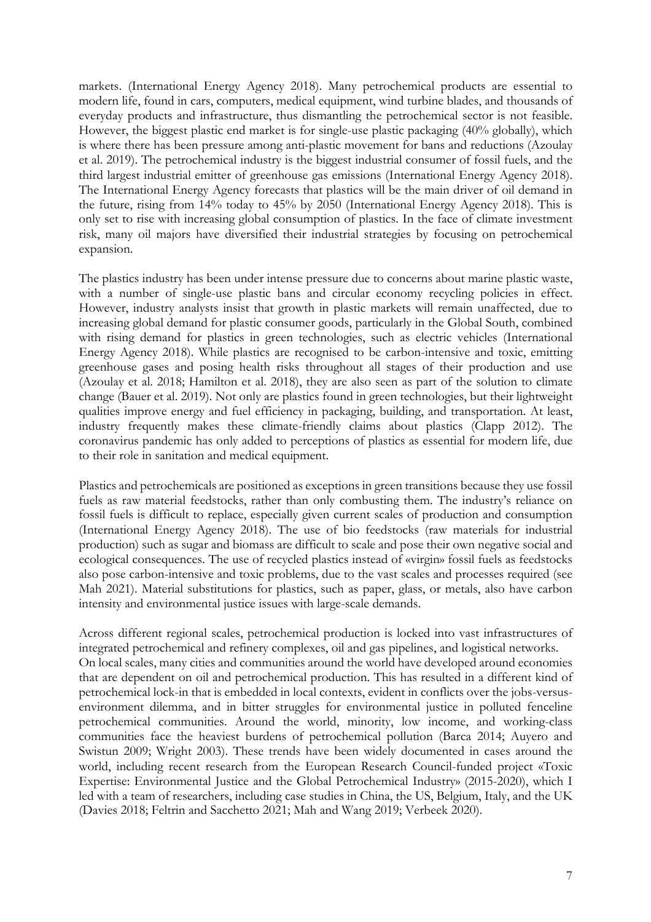markets. (International Energy Agency 2018). Many petrochemical products are essential to modern life, found in cars, computers, medical equipment, wind turbine blades, and thousands of everyday products and infrastructure, thus dismantling the petrochemical sector is not feasible. However, the biggest plastic end market is for single-use plastic packaging (40% globally), which is where there has been pressure among anti-plastic movement for bans and reductions (Azoulay et al. 2019). The petrochemical industry is the biggest industrial consumer of fossil fuels, and the third largest industrial emitter of greenhouse gas emissions (International Energy Agency 2018). The International Energy Agency forecasts that plastics will be the main driver of oil demand in the future, rising from 14% today to 45% by 2050 (International Energy Agency 2018). This is only set to rise with increasing global consumption of plastics. In the face of climate investment risk, many oil majors have diversified their industrial strategies by focusing on petrochemical expansion.

The plastics industry has been under intense pressure due to concerns about marine plastic waste, with a number of single-use plastic bans and circular economy recycling policies in effect. However, industry analysts insist that growth in plastic markets will remain unaffected, due to increasing global demand for plastic consumer goods, particularly in the Global South, combined with rising demand for plastics in green technologies, such as electric vehicles (International Energy Agency 2018). While plastics are recognised to be carbon-intensive and toxic, emitting greenhouse gases and posing health risks throughout all stages of their production and use (Azoulay et al. 2018; Hamilton et al. 2018), they are also seen as part of the solution to climate change (Bauer et al. 2019). Not only are plastics found in green technologies, but their lightweight qualities improve energy and fuel efficiency in packaging, building, and transportation. At least, industry frequently makes these climate-friendly claims about plastics (Clapp 2012). The coronavirus pandemic has only added to perceptions of plastics as essential for modern life, due to their role in sanitation and medical equipment.

Plastics and petrochemicals are positioned as exceptions in green transitions because they use fossil fuels as raw material feedstocks, rather than only combusting them. The industry's reliance on fossil fuels is difficult to replace, especially given current scales of production and consumption (International Energy Agency 2018). The use of bio feedstocks (raw materials for industrial production) such as sugar and biomass are difficult to scale and pose their own negative social and ecological consequences. The use of recycled plastics instead of «virgin» fossil fuels as feedstocks also pose carbon-intensive and toxic problems, due to the vast scales and processes required (see Mah 2021). Material substitutions for plastics, such as paper, glass, or metals, also have carbon intensity and environmental justice issues with large-scale demands.

Across different regional scales, petrochemical production is locked into vast infrastructures of integrated petrochemical and refinery complexes, oil and gas pipelines, and logistical networks. On local scales, many cities and communities around the world have developed around economies that are dependent on oil and petrochemical production. This has resulted in a different kind of petrochemical lock-in that is embedded in local contexts, evident in conflicts over the jobs-versus-environment dilemma, and in bitter struggles for environmental justice in polluted fenceline petrochemical communities. Around the world, minority, low income, and working-class communities face the heaviest burdens of petrochemical pollution (Barca 2014; Auyero and Swistun 2009; Wright 2003). These trends have been widely documented in cases around the world, including recent research from the European Research Council-funded project «Toxic Expertise: Environmental Justice and the Global Petrochemical Industry» (2015-2020), which I led with a team of researchers, including case studies in China, the US, Belgium, Italy, and the UK (Davies 2018; Feltrin and Sacchetto 2021; Mah and Wang 2019; Verbeek 2020).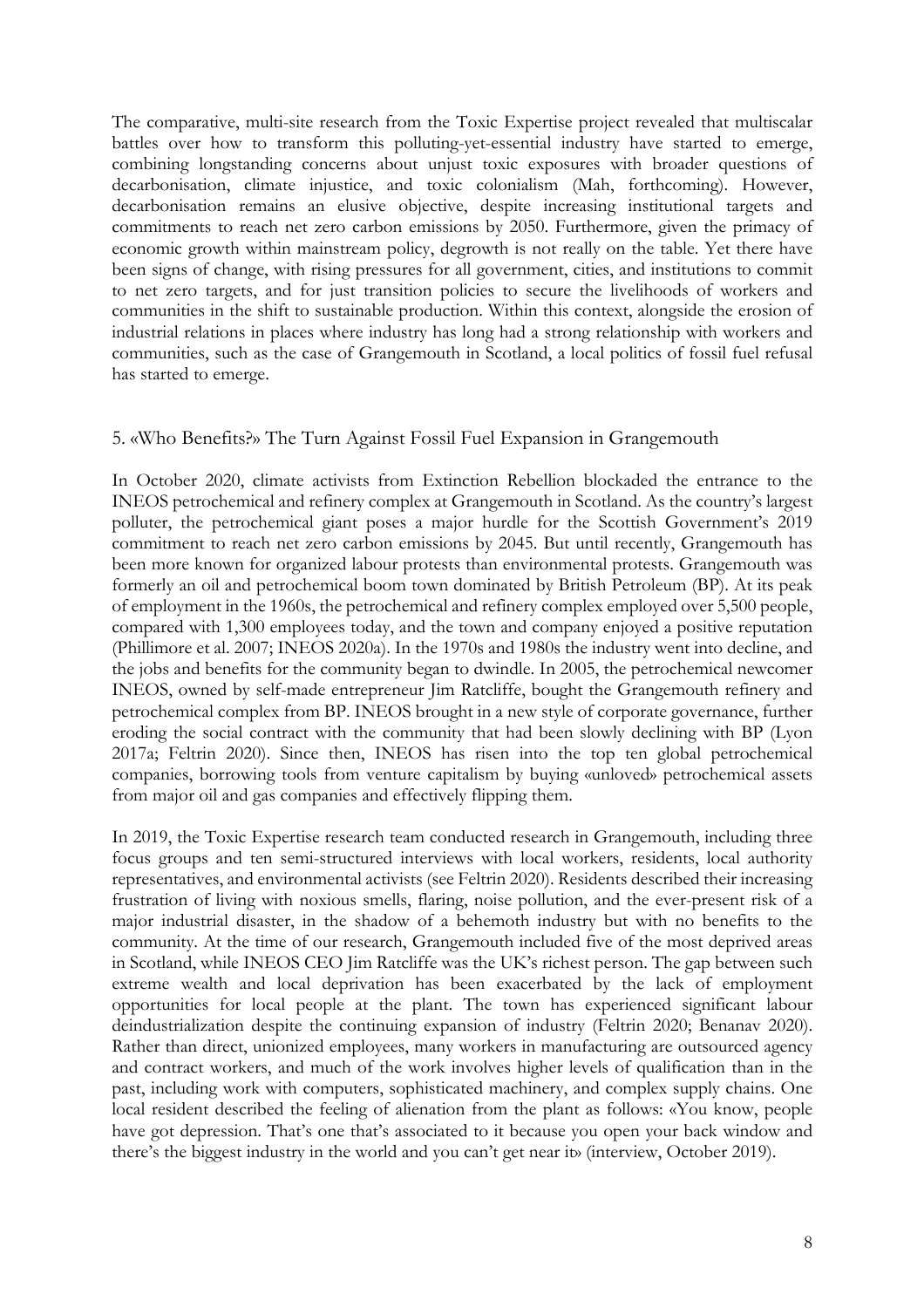The comparative, multi-site research from the Toxic Expertise project revealed that multiscalar battles over how to transform this polluting-yet-essential industry have started to emerge, combining longstanding concerns about unjust toxic exposures with broader questions of decarbonisation, climate injustice, and toxic colonialism (Mah, forthcoming). However, decarbonisation remains an elusive objective, despite increasing institutional targets and commitments to reach net zero carbon emissions by 2050. Furthermore, given the primacy of economic growth within mainstream policy, degrowth is not really on the table. Yet there have been signs of change, with rising pressures for all government, cities, and institutions to commit to net zero targets, and for just transition policies to secure the livelihoods of workers and communities in the shift to sustainable production. Within this context, alongside the erosion of industrial relations in places where industry has long had a strong relationship with workers and communities, such as the case of Grangemouth in Scotland, a local politics of fossil fuel refusal has started to emerge.

## 5. «Who Benefits?» The Turn Against Fossil Fuel Expansion in Grangemouth

In October 2020, climate activists from Extinction Rebellion blockaded the entrance to the INEOS petrochemical and refinery complex at Grangemouth in Scotland. As the country's largest polluter, the petrochemical giant poses a major hurdle for the Scottish Government's 2019 commitment to reach net zero carbon emissions by 2045. But until recently, Grangemouth has been more known for organized labour protests than environmental protests. Grangemouth was formerly an oil and petrochemical boom town dominated by British Petroleum (BP). At its peak of employment in the 1960s, the petrochemical and refinery complex employed over 5,500 people, compared with 1,300 employees today, and the town and company enjoyed a positive reputation (Phillimore et al. 2007; INEOS 2020a). In the 1970s and 1980s the industry went into decline, and the jobs and benefits for the community began to dwindle. In 2005, the petrochemical newcomer INEOS, owned by self-made entrepreneur Jim Ratcliffe, bought the Grangemouth refinery and petrochemical complex from BP. INEOS brought in a new style of corporate governance, further eroding the social contract with the community that had been slowly declining with BP (Lyon 2017a; Feltrin 2020). Since then, INEOS has risen into the top ten global petrochemical companies, borrowing tools from venture capitalism by buying «unloved» petrochemical assets from major oil and gas companies and effectively flipping them.

In 2019, the Toxic Expertise research team conducted research in Grangemouth, including three focus groups and ten semi-structured interviews with local workers, residents, local authority representatives, and environmental activists (see Feltrin 2020). Residents described their increasing frustration of living with noxious smells, flaring, noise pollution, and the ever-present risk of a major industrial disaster, in the shadow of a behemoth industry but with no benefits to the community. At the time of our research, Grangemouth included five of the most deprived areas in Scotland, while INEOS CEO Jim Ratcliffe was the UK's richest person. The gap between such extreme wealth and local deprivation has been exacerbated by the lack of employment opportunities for local people at the plant. The town has experienced significant labour deindustrialization despite the continuing expansion of industry (Feltrin 2020; Benanav 2020). Rather than direct, unionized employees, many workers in manufacturing are outsourced agency and contract workers, and much of the work involves higher levels of qualification than in the past, including work with computers, sophisticated machinery, and complex supply chains. One local resident described the feeling of alienation from the plant as follows: «You know, people have got depression. That's one that's associated to it because you open your back window and there's the biggest industry in the world and you can't get near it» (interview, October 2019).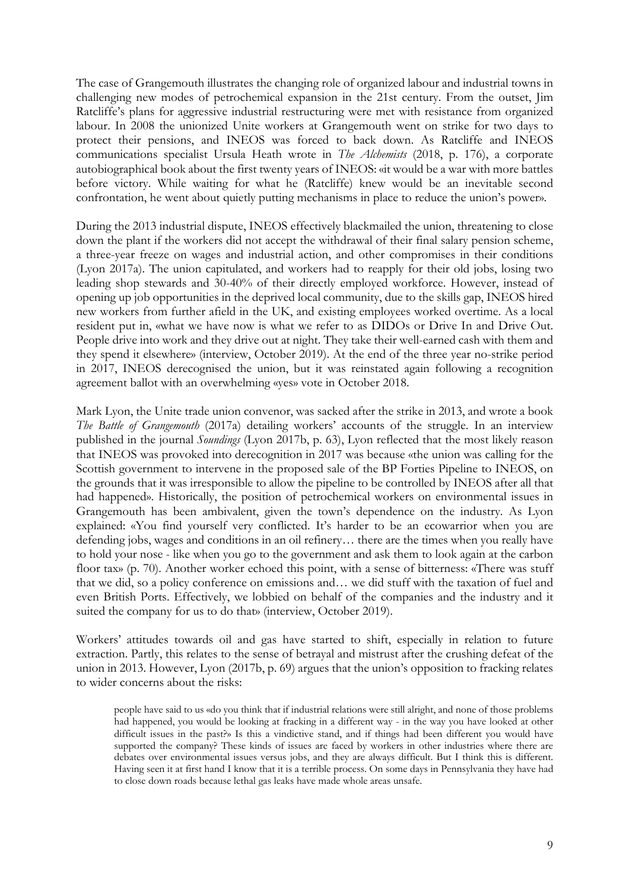The case of Grangemouth illustrates the changing role of organized labour and industrial towns in challenging new modes of petrochemical expansion in the 21st century. From the outset, Jim Ratcliffe's plans for aggressive industrial restructuring were met with resistance from organized labour. In 2008 the unionized Unite workers at Grangemouth went on strike for two days to protect their pensions, and INEOS was forced to back down. As Ratcliffe and INEOS communications specialist Ursula Heath wrote in *The Alchemists* (2018, p. 176), a corporate autobiographical book about the first twenty years of INEOS: «it would be a war with more battles before victory. While waiting for what he (Ratcliffe) knew would be an inevitable second confrontation, he went about quietly putting mechanisms in place to reduce the union's power».

During the 2013 industrial dispute, INEOS effectively blackmailed the union, threatening to close down the plant if the workers did not accept the withdrawal of their final salary pension scheme, a three-year freeze on wages and industrial action, and other compromises in their conditions (Lyon 2017a). The union capitulated, and workers had to reapply for their old jobs, losing two leading shop stewards and 30-40% of their directly employed workforce. However, instead of opening up job opportunities in the deprived local community, due to the skills gap, INEOS hired new workers from further afield in the UK, and existing employees worked overtime. As a local resident put in, «what we have now is what we refer to as DIDOs or Drive In and Drive Out. People drive into work and they drive out at night. They take their well-earned cash with them and they spend it elsewhere» (interview, October 2019). At the end of the three year no-strike period in 2017, INEOS derecognised the union, but it was reinstated again following a recognition agreement ballot with an overwhelming «yes» vote in October 2018.

Mark Lyon, the Unite trade union convenor, was sacked after the strike in 2013, and wrote a book *The Battle of Grangemouth* (2017a) detailing workers' accounts of the struggle. In an interview published in the journal *Soundings* (Lyon 2017b, p. 63), Lyon reflected that the most likely reason that INEOS was provoked into derecognition in 2017 was because «the union was calling for the Scottish government to intervene in the proposed sale of the BP Forties Pipeline to INEOS, on the grounds that it was irresponsible to allow the pipeline to be controlled by INEOS after all that had happened». Historically, the position of petrochemical workers on environmental issues in Grangemouth has been ambivalent, given the town's dependence on the industry. As Lyon explained: «You find yourself very conflicted. It's harder to be an ecowarrior when you are defending jobs, wages and conditions in an oil refinery… there are the times when you really have to hold your nose - like when you go to the government and ask them to look again at the carbon floor tax» (p. 70). Another worker echoed this point, with a sense of bitterness: «There was stuff that we did, so a policy conference on emissions and… we did stuff with the taxation of fuel and even British Ports. Effectively, we lobbied on behalf of the companies and the industry and it suited the company for us to do that» (interview, October 2019).

Workers' attitudes towards oil and gas have started to shift, especially in relation to future extraction. Partly, this relates to the sense of betrayal and mistrust after the crushing defeat of the union in 2013. However, Lyon (2017b, p. 69) argues that the union's opposition to fracking relates to wider concerns about the risks:

> people have said to us «do you think that if industrial relations were still alright, and none of those problems had happened, you would be looking at fracking in a different way - in the way you have looked at other difficult issues in the past?» Is this a vindictive stand, and if things had been different you would have supported the company? These kinds of issues are faced by workers in other industries where there are debates over environmental issues versus jobs, and they are always difficult. But I think this is different. Having seen it at first hand I know that it is a terrible process. On some days in Pennsylvania they have had to close down roads because lethal gas leaks have made whole areas unsafe.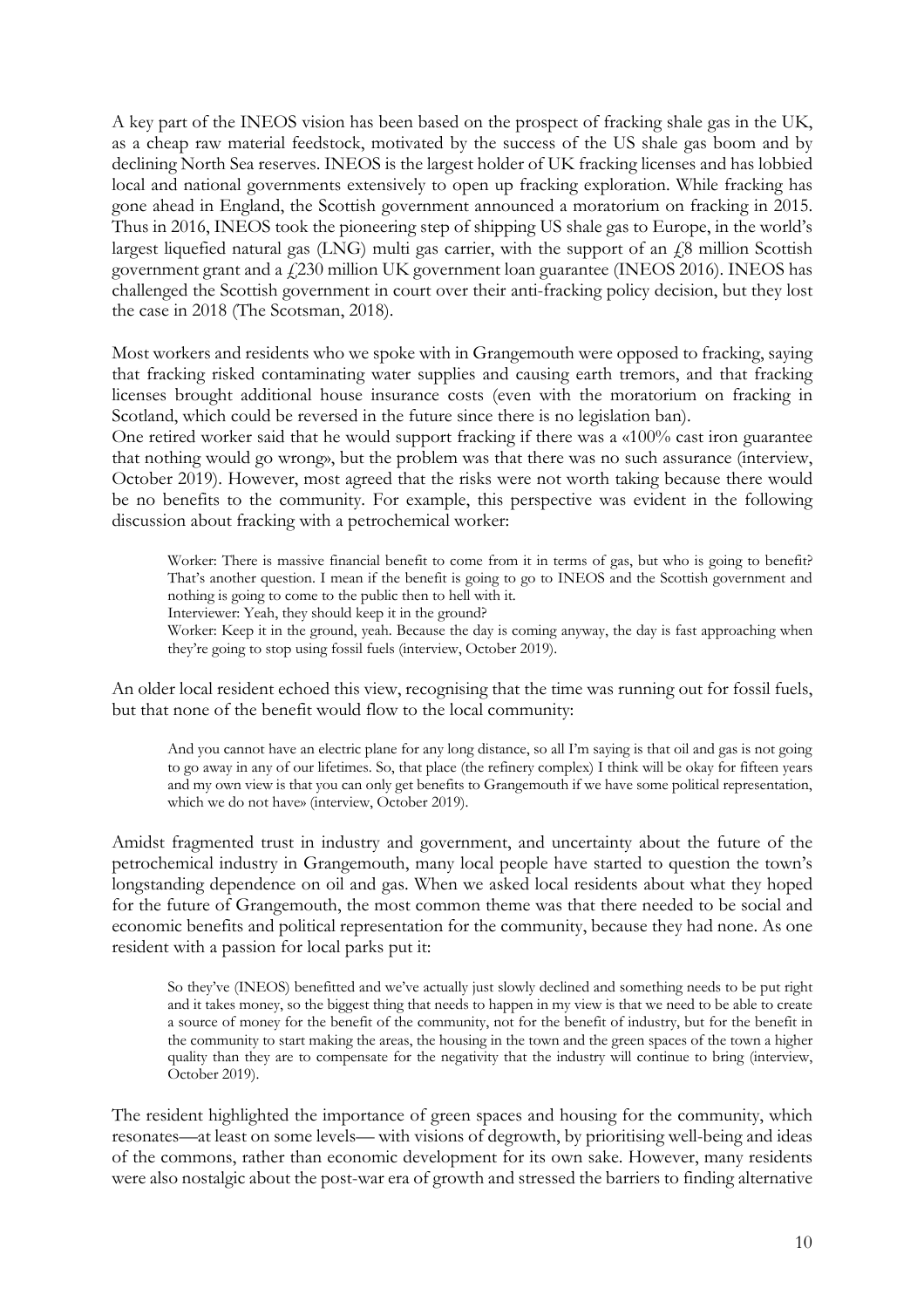A key part of the INEOS vision has been based on the prospect of fracking shale gas in the UK, as a cheap raw material feedstock, motivated by the success of the US shale gas boom and by declining North Sea reserves. INEOS is the largest holder of UK fracking licenses and has lobbied local and national governments extensively to open up fracking exploration. While fracking has gone ahead in England, the Scottish government announced a moratorium on fracking in 2015. Thus in 2016, INEOS took the pioneering step of shipping US shale gas to Europe, in the world's largest liquefied natural gas (LNG) multi gas carrier, with the support of an £8 million Scottish government grant and a £230 million UK government loan guarantee (INEOS 2016). INEOS has challenged the Scottish government in court over their anti-fracking policy decision, but they lost the case in 2018 (The Scotsman, 2018).

Most workers and residents who we spoke with in Grangemouth were opposed to fracking, saying that fracking risked contaminating water supplies and causing earth tremors, and that fracking licenses brought additional house insurance costs (even with the moratorium on fracking in Scotland, which could be reversed in the future since there is no legislation ban).
One retired worker said that he would support fracking if there was a «100% cast iron guarantee that nothing would go wrong», but the problem was that there was no such assurance (interview, October 2019). However, most agreed that the risks were not worth taking because there would be no benefits to the community. For example, this perspective was evident in the following discussion about fracking with a petrochemical worker:

> Worker: There is massive financial benefit to come from it in terms of gas, but who is going to benefit? That's another question. I mean if the benefit is going to go to INEOS and the Scottish government and nothing is going to come to the public then to hell with it.
> Interviewer: Yeah, they should keep it in the ground?
> Worker: Keep it in the ground, yeah. Because the day is coming anyway, the day is fast approaching when they're going to stop using fossil fuels (interview, October 2019).

An older local resident echoed this view, recognising that the time was running out for fossil fuels, but that none of the benefit would flow to the local community:

> And you cannot have an electric plane for any long distance, so all I'm saying is that oil and gas is not going to go away in any of our lifetimes. So, that place (the refinery complex) I think will be okay for fifteen years and my own view is that you can only get benefits to Grangemouth if we have some political representation, which we do not have» (interview, October 2019).

Amidst fragmented trust in industry and government, and uncertainty about the future of the petrochemical industry in Grangemouth, many local people have started to question the town's longstanding dependence on oil and gas. When we asked local residents about what they hoped for the future of Grangemouth, the most common theme was that there needed to be social and economic benefits and political representation for the community, because they had none. As one resident with a passion for local parks put it:

> So they've (INEOS) benefitted and we've actually just slowly declined and something needs to be put right and it takes money, so the biggest thing that needs to happen in my view is that we need to be able to create a source of money for the benefit of the community, not for the benefit of industry, but for the benefit in the community to start making the areas, the housing in the town and the green spaces of the town a higher quality than they are to compensate for the negativity that the industry will continue to bring (interview, October 2019).

The resident highlighted the importance of green spaces and housing for the community, which resonates—at least on some levels— with visions of degrowth, by prioritising well-being and ideas of the commons, rather than economic development for its own sake. However, many residents were also nostalgic about the post-war era of growth and stressed the barriers to finding alternative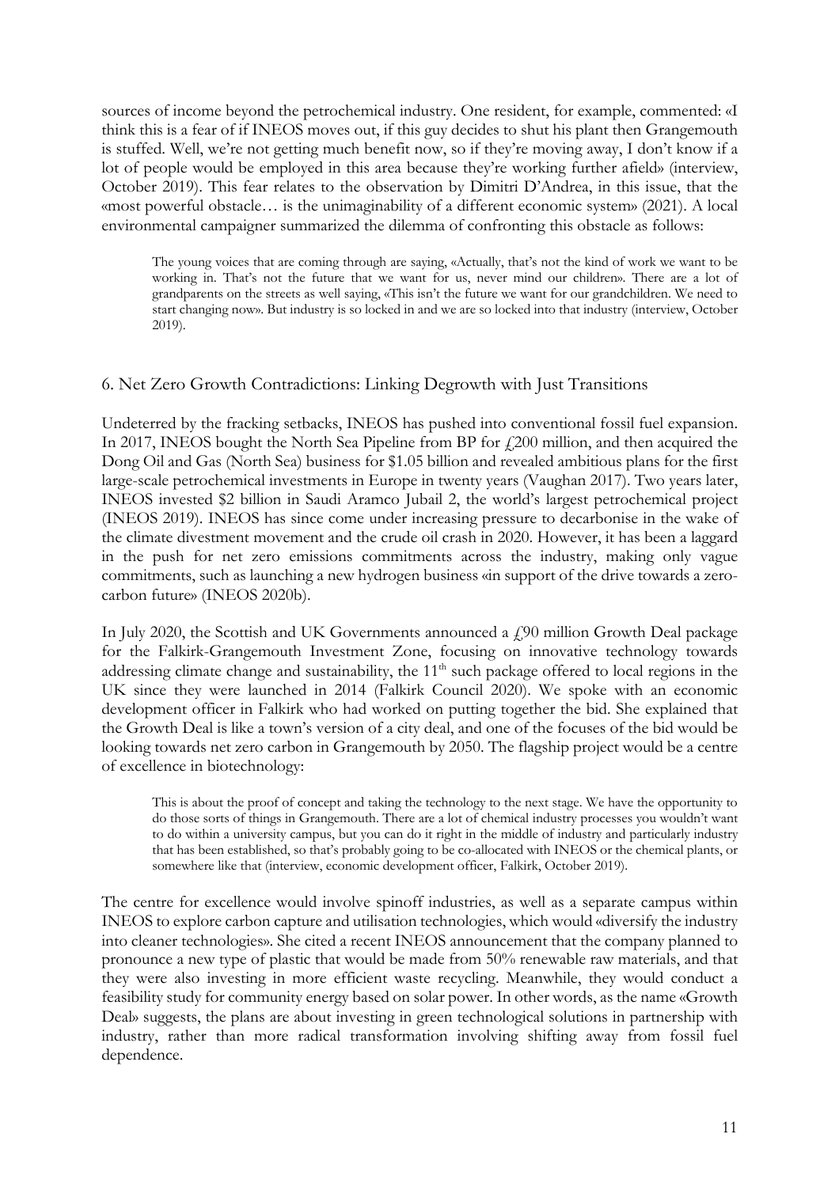sources of income beyond the petrochemical industry. One resident, for example, commented: «I think this is a fear of if INEOS moves out, if this guy decides to shut his plant then Grangemouth is stuffed. Well, we're not getting much benefit now, so if they're moving away, I don't know if a lot of people would be employed in this area because they're working further afield» (interview, October 2019). This fear relates to the observation by Dimitri D'Andrea, in this issue, that the «most powerful obstacle… is the unimaginability of a different economic system» (2021). A local environmental campaigner summarized the dilemma of confronting this obstacle as follows:

> The young voices that are coming through are saying, «Actually, that's not the kind of work we want to be working in. That's not the future that we want for us, never mind our children». There are a lot of grandparents on the streets as well saying, «This isn't the future we want for our grandchildren. We need to start changing now». But industry is so locked in and we are so locked into that industry (interview, October 2019).

## 6. Net Zero Growth Contradictions: Linking Degrowth with Just Transitions

Undeterred by the fracking setbacks, INEOS has pushed into conventional fossil fuel expansion. In 2017, INEOS bought the North Sea Pipeline from BP for £200 million, and then acquired the Dong Oil and Gas (North Sea) business for $1.05 billion and revealed ambitious plans for the first large-scale petrochemical investments in Europe in twenty years (Vaughan 2017). Two years later, INEOS invested $2 billion in Saudi Aramco Jubail 2, the world's largest petrochemical project (INEOS 2019). INEOS has since come under increasing pressure to decarbonise in the wake of the climate divestment movement and the crude oil crash in 2020. However, it has been a laggard in the push for net zero emissions commitments across the industry, making only vague commitments, such as launching a new hydrogen business «in support of the drive towards a zero-carbon future» (INEOS 2020b).

In July 2020, the Scottish and UK Governments announced a £90 million Growth Deal package for the Falkirk-Grangemouth Investment Zone, focusing on innovative technology towards addressing climate change and sustainability, the 11th such package offered to local regions in the UK since they were launched in 2014 (Falkirk Council 2020). We spoke with an economic development officer in Falkirk who had worked on putting together the bid. She explained that the Growth Deal is like a town's version of a city deal, and one of the focuses of the bid would be looking towards net zero carbon in Grangemouth by 2050. The flagship project would be a centre of excellence in biotechnology:

> This is about the proof of concept and taking the technology to the next stage. We have the opportunity to do those sorts of things in Grangemouth. There are a lot of chemical industry processes you wouldn't want to do within a university campus, but you can do it right in the middle of industry and particularly industry that has been established, so that's probably going to be co-allocated with INEOS or the chemical plants, or somewhere like that (interview, economic development officer, Falkirk, October 2019).

The centre for excellence would involve spinoff industries, as well as a separate campus within INEOS to explore carbon capture and utilisation technologies, which would «diversify the industry into cleaner technologies». She cited a recent INEOS announcement that the company planned to pronounce a new type of plastic that would be made from 50% renewable raw materials, and that they were also investing in more efficient waste recycling. Meanwhile, they would conduct a feasibility study for community energy based on solar power. In other words, as the name «Growth Deal» suggests, the plans are about investing in green technological solutions in partnership with industry, rather than more radical transformation involving shifting away from fossil fuel dependence.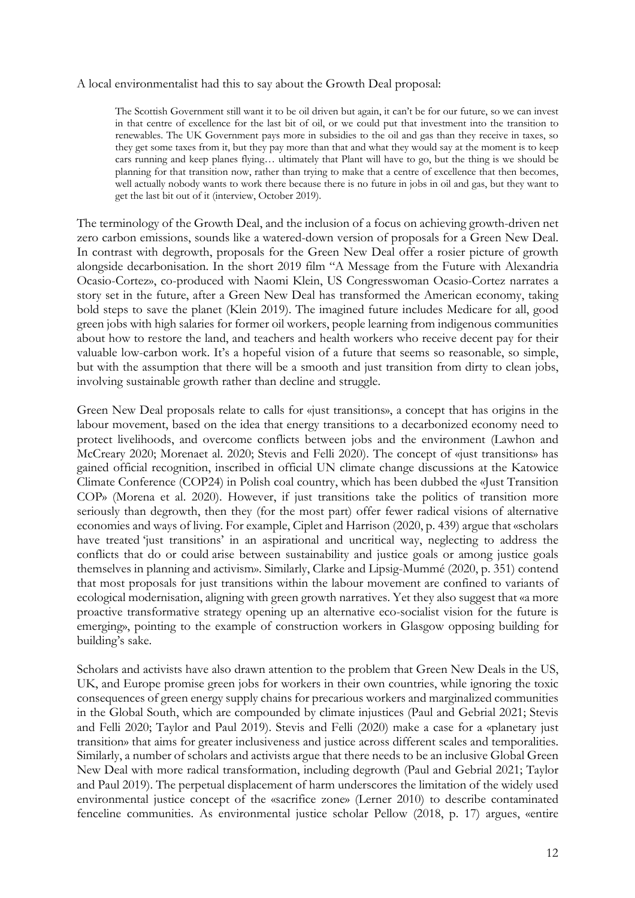A local environmentalist had this to say about the Growth Deal proposal:

> The Scottish Government still want it to be oil driven but again, it can't be for our future, so we can invest in that centre of excellence for the last bit of oil, or we could put that investment into the transition to renewables. The UK Government pays more in subsidies to the oil and gas than they receive in taxes, so they get some taxes from it, but they pay more than that and what they would say at the moment is to keep cars running and keep planes flying… ultimately that Plant will have to go, but the thing is we should be planning for that transition now, rather than trying to make that a centre of excellence that then becomes, well actually nobody wants to work there because there is no future in jobs in oil and gas, but they want to get the last bit out of it (interview, October 2019).

The terminology of the Growth Deal, and the inclusion of a focus on achieving growth-driven net zero carbon emissions, sounds like a watered-down version of proposals for a Green New Deal. In contrast with degrowth, proposals for the Green New Deal offer a rosier picture of growth alongside decarbonisation. In the short 2019 film "A Message from the Future with Alexandria Ocasio-Cortez», co-produced with Naomi Klein, US Congresswoman Ocasio-Cortez narrates a story set in the future, after a Green New Deal has transformed the American economy, taking bold steps to save the planet (Klein 2019). The imagined future includes Medicare for all, good green jobs with high salaries for former oil workers, people learning from indigenous communities about how to restore the land, and teachers and health workers who receive decent pay for their valuable low-carbon work. It's a hopeful vision of a future that seems so reasonable, so simple, but with the assumption that there will be a smooth and just transition from dirty to clean jobs, involving sustainable growth rather than decline and struggle.

Green New Deal proposals relate to calls for «just transitions», a concept that has origins in the labour movement, based on the idea that energy transitions to a decarbonized economy need to protect livelihoods, and overcome conflicts between jobs and the environment (Lawhon and McCreary 2020; Morenaet al. 2020; Stevis and Felli 2020). The concept of «just transitions» has gained official recognition, inscribed in official UN climate change discussions at the Katowice Climate Conference (COP24) in Polish coal country, which has been dubbed the «Just Transition COP» (Morena et al. 2020). However, if just transitions take the politics of transition more seriously than degrowth, then they (for the most part) offer fewer radical visions of alternative economies and ways of living. For example, Ciplet and Harrison (2020, p. 439) argue that «scholars have treated 'just transitions' in an aspirational and uncritical way, neglecting to address the conflicts that do or could arise between sustainability and justice goals or among justice goals themselves in planning and activism». Similarly, Clarke and Lipsig-Mummé (2020, p. 351) contend that most proposals for just transitions within the labour movement are confined to variants of ecological modernisation, aligning with green growth narratives. Yet they also suggest that «a more proactive transformative strategy opening up an alternative eco-socialist vision for the future is emerging», pointing to the example of construction workers in Glasgow opposing building for building's sake.

Scholars and activists have also drawn attention to the problem that Green New Deals in the US, UK, and Europe promise green jobs for workers in their own countries, while ignoring the toxic consequences of green energy supply chains for precarious workers and marginalized communities in the Global South, which are compounded by climate injustices (Paul and Gebrial 2021; Stevis and Felli 2020; Taylor and Paul 2019). Stevis and Felli (2020) make a case for a «planetary just transition» that aims for greater inclusiveness and justice across different scales and temporalities. Similarly, a number of scholars and activists argue that there needs to be an inclusive Global Green New Deal with more radical transformation, including degrowth (Paul and Gebrial 2021; Taylor and Paul 2019). The perpetual displacement of harm underscores the limitation of the widely used environmental justice concept of the «sacrifice zone» (Lerner 2010) to describe contaminated fenceline communities. As environmental justice scholar Pellow (2018, p. 17) argues, «entire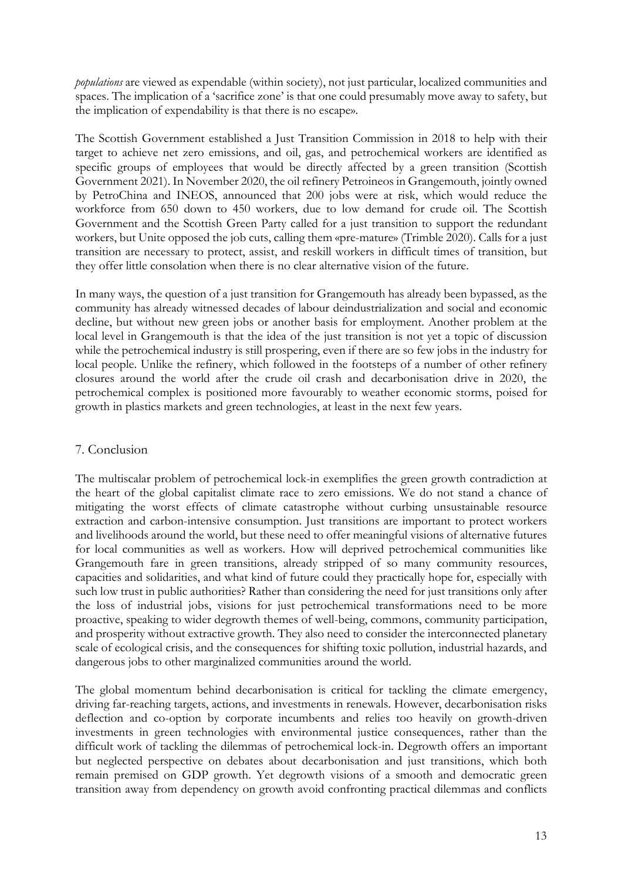*populations* are viewed as expendable (within society), not just particular, localized communities and spaces. The implication of a 'sacrifice zone' is that one could presumably move away to safety, but the implication of expendability is that there is no escape».

The Scottish Government established a Just Transition Commission in 2018 to help with their target to achieve net zero emissions, and oil, gas, and petrochemical workers are identified as specific groups of employees that would be directly affected by a green transition (Scottish Government 2021). In November 2020, the oil refinery Petroineos in Grangemouth, jointly owned by PetroChina and INEOS, announced that 200 jobs were at risk, which would reduce the workforce from 650 down to 450 workers, due to low demand for crude oil. The Scottish Government and the Scottish Green Party called for a just transition to support the redundant workers, but Unite opposed the job cuts, calling them «pre-mature» (Trimble 2020). Calls for a just transition are necessary to protect, assist, and reskill workers in difficult times of transition, but they offer little consolation when there is no clear alternative vision of the future.

In many ways, the question of a just transition for Grangemouth has already been bypassed, as the community has already witnessed decades of labour deindustrialization and social and economic decline, but without new green jobs or another basis for employment. Another problem at the local level in Grangemouth is that the idea of the just transition is not yet a topic of discussion while the petrochemical industry is still prospering, even if there are so few jobs in the industry for local people. Unlike the refinery, which followed in the footsteps of a number of other refinery closures around the world after the crude oil crash and decarbonisation drive in 2020, the petrochemical complex is positioned more favourably to weather economic storms, poised for growth in plastics markets and green technologies, at least in the next few years.

## 7. Conclusion

The multiscalar problem of petrochemical lock-in exemplifies the green growth contradiction at the heart of the global capitalist climate race to zero emissions. We do not stand a chance of mitigating the worst effects of climate catastrophe without curbing unsustainable resource extraction and carbon-intensive consumption. Just transitions are important to protect workers and livelihoods around the world, but these need to offer meaningful visions of alternative futures for local communities as well as workers. How will deprived petrochemical communities like Grangemouth fare in green transitions, already stripped of so many community resources, capacities and solidarities, and what kind of future could they practically hope for, especially with such low trust in public authorities? Rather than considering the need for just transitions only after the loss of industrial jobs, visions for just petrochemical transformations need to be more proactive, speaking to wider degrowth themes of well-being, commons, community participation, and prosperity without extractive growth. They also need to consider the interconnected planetary scale of ecological crisis, and the consequences for shifting toxic pollution, industrial hazards, and dangerous jobs to other marginalized communities around the world.

The global momentum behind decarbonisation is critical for tackling the climate emergency, driving far-reaching targets, actions, and investments in renewals. However, decarbonisation risks deflection and co-option by corporate incumbents and relies too heavily on growth-driven investments in green technologies with environmental justice consequences, rather than the difficult work of tackling the dilemmas of petrochemical lock-in. Degrowth offers an important but neglected perspective on debates about decarbonisation and just transitions, which both remain premised on GDP growth. Yet degrowth visions of a smooth and democratic green transition away from dependency on growth avoid confronting practical dilemmas and conflicts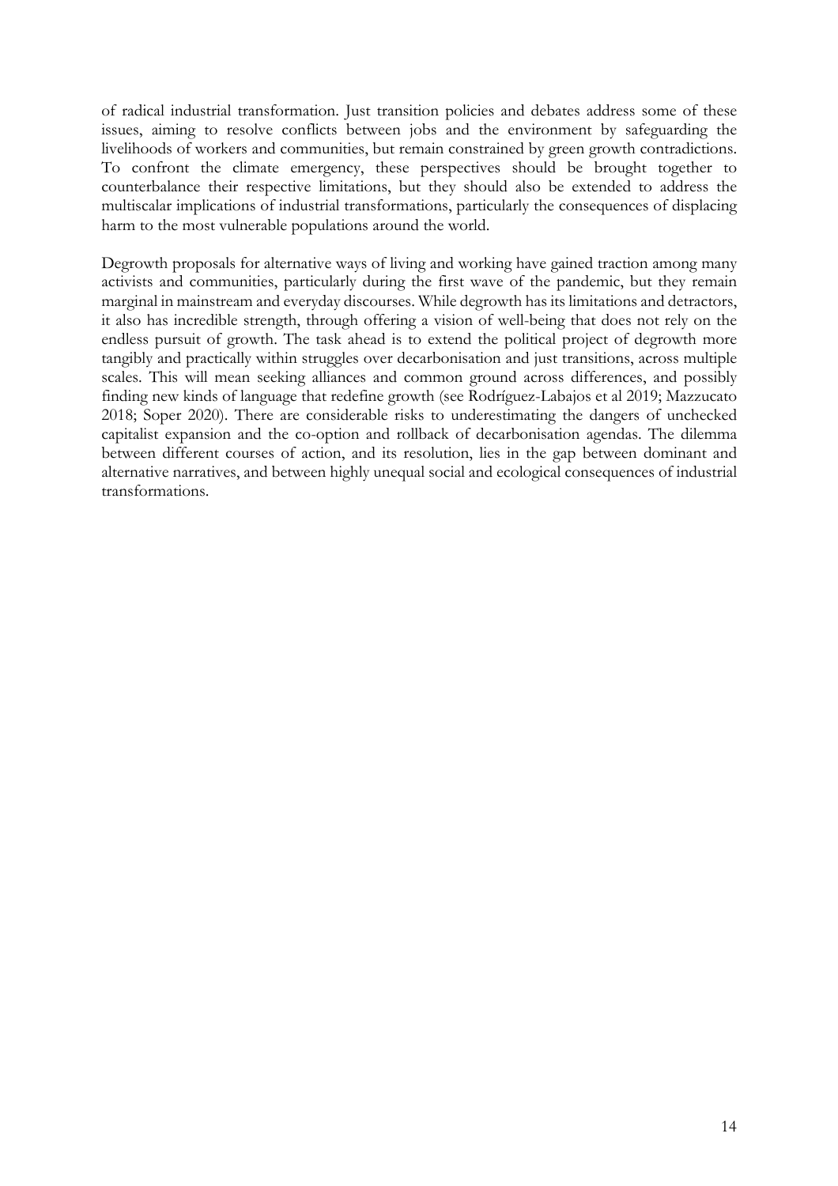of radical industrial transformation. Just transition policies and debates address some of these issues, aiming to resolve conflicts between jobs and the environment by safeguarding the livelihoods of workers and communities, but remain constrained by green growth contradictions. To confront the climate emergency, these perspectives should be brought together to counterbalance their respective limitations, but they should also be extended to address the multiscalar implications of industrial transformations, particularly the consequences of displacing harm to the most vulnerable populations around the world.

Degrowth proposals for alternative ways of living and working have gained traction among many activists and communities, particularly during the first wave of the pandemic, but they remain marginal in mainstream and everyday discourses. While degrowth has its limitations and detractors, it also has incredible strength, through offering a vision of well-being that does not rely on the endless pursuit of growth. The task ahead is to extend the political project of degrowth more tangibly and practically within struggles over decarbonisation and just transitions, across multiple scales. This will mean seeking alliances and common ground across differences, and possibly finding new kinds of language that redefine growth (see Rodríguez-Labajos et al 2019; Mazzucato 2018; Soper 2020). There are considerable risks to underestimating the dangers of unchecked capitalist expansion and the co-option and rollback of decarbonisation agendas. The dilemma between different courses of action, and its resolution, lies in the gap between dominant and alternative narratives, and between highly unequal social and ecological consequences of industrial transformations.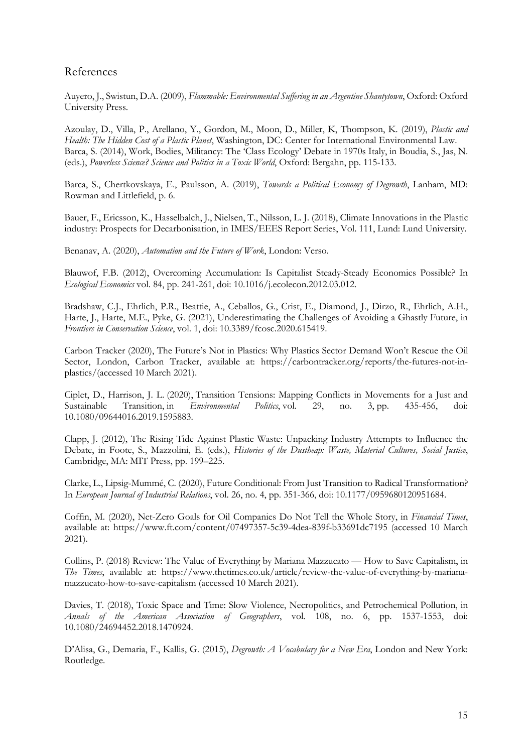## References

Auyero, J., Swistun, D.A. (2009), *Flammable: Environmental Suffering in an Argentine Shantytown*, Oxford: Oxford University Press.

Azoulay, D., Villa, P., Arellano, Y., Gordon, M., Moon, D., Miller, K, Thompson, K. (2019), *Plastic and Health: The Hidden Cost of a Plastic Planet*, Washington, DC: Center for International Environmental Law.
Barca, S. (2014), Work, Bodies, Militancy: The 'Class Ecology' Debate in 1970s Italy, in Boudia, S., Jas, N. (eds.), *Powerless Science? Science and Politics in a Toxic World*, Oxford: Bergahn, pp. 115-133.

Barca, S., Chertkovskaya, E., Paulsson, A. (2019), *Towards a Political Economy of Degrowth*, Lanham, MD: Rowman and Littlefield, p. 6.

Bauer, F., Ericsson, K., Hasselbalch, J., Nielsen, T., Nilsson, L. J. (2018), Climate Innovations in the Plastic industry: Prospects for Decarbonisation, in IMES/EEES Report Series, Vol. 111, Lund: Lund University.

Benanav, A. (2020), *Automation and the Future of Work*, London: Verso.

Blauwof, F.B. (2012), Overcoming Accumulation: Is Capitalist Steady-Steady Economics Possible? In *Ecological Economics* vol. 84, pp. 241-261, doi: 10.1016/j.ecolecon.2012.03.012.

Bradshaw, C.J., Ehrlich, P.R., Beattie, A., Ceballos, G., Crist, E., Diamond, J., Dirzo, R., Ehrlich, A.H., Harte, J., Harte, M.E., Pyke, G. (2021), Underestimating the Challenges of Avoiding a Ghastly Future, in *Frontiers in Conservation Science*, vol. 1, doi: 10.3389/fcosc.2020.615419.

Carbon Tracker (2020), The Future's Not in Plastics: Why Plastics Sector Demand Won't Rescue the Oil Sector, London, Carbon Tracker, available at: https://carbontracker.org/reports/the-futures-not-in-plastics/(accessed 10 March 2021).

Ciplet, D., Harrison, J. L. (2020), Transition Tensions: Mapping Conflicts in Movements for a Just and Sustainable Transition, in *Environmental Politics*, vol. 29, no. 3, pp. 435-456, doi: 10.1080/09644016.2019.1595883.

Clapp, J. (2012), The Rising Tide Against Plastic Waste: Unpacking Industry Attempts to Influence the Debate, in Foote, S., Mazzolini, E. (eds.), *Histories of the Dustheap: Waste, Material Cultures, Social Justice*, Cambridge, MA: MIT Press, pp. 199–225.

Clarke, L., Lipsig-Mummé, C. (2020), Future Conditional: From Just Transition to Radical Transformation? In *European Journal of Industrial Relations*, vol. 26, no. 4, pp. 351-366, doi: 10.1177/0959680120951684.

Coffin, M. (2020), Net-Zero Goals for Oil Companies Do Not Tell the Whole Story, in *Financial Times*, available at: https://www.ft.com/content/07497357-5c39-4dea-839f-b33691dc7195 (accessed 10 March 2021).

Collins, P. (2018) Review: The Value of Everything by Mariana Mazzucato — How to Save Capitalism, in *The Times*, available at: https://www.thetimes.co.uk/article/review-the-value-of-everything-by-mariana-mazzucato-how-to-save-capitalism (accessed 10 March 2021).

Davies, T. (2018), Toxic Space and Time: Slow Violence, Necropolitics, and Petrochemical Pollution, in *Annals of the American Association of Geographers*, vol. 108, no. 6, pp. 1537-1553, doi: 10.1080/24694452.2018.1470924.

D'Alisa, G., Demaria, F., Kallis, G. (2015), *Degrowth: A Vocabulary for a New Era*, London and New York: Routledge.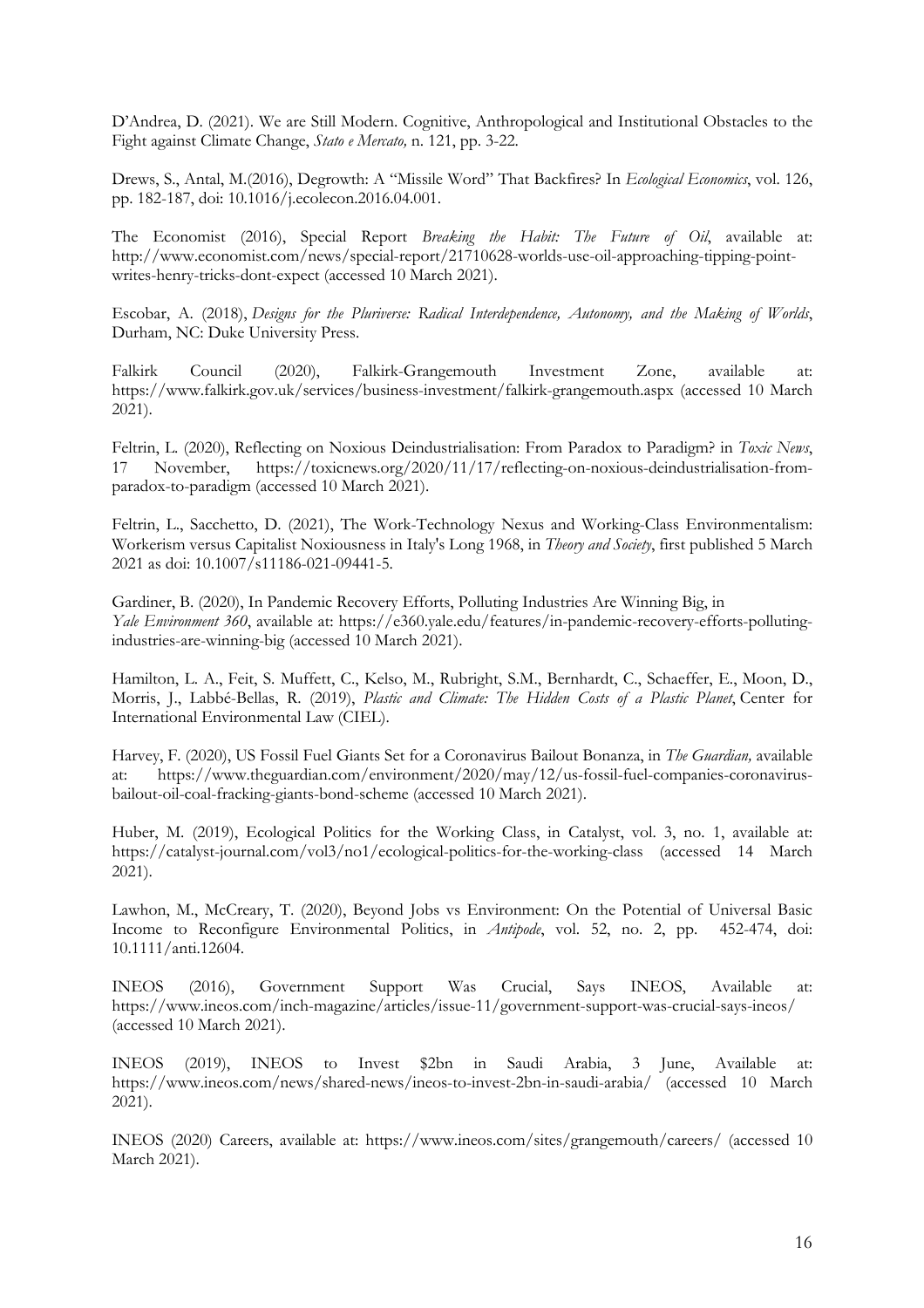D'Andrea, D. (2021). We are Still Modern. Cognitive, Anthropological and Institutional Obstacles to the Fight against Climate Change, *Stato e Mercato,* n. 121, pp. 3-22.

Drews, S., Antal, M.(2016), Degrowth: A "Missile Word" That Backfires? In *Ecological Economics*, vol. 126, pp. 182-187, doi: 10.1016/j.ecolecon.2016.04.001.

The Economist (2016), Special Report *Breaking the Habit: The Future of Oil*, available at: http://www.economist.com/news/special-report/21710628-worlds-use-oil-approaching-tipping-point-writes-henry-tricks-dont-expect (accessed 10 March 2021).

Escobar, A. (2018), *Designs for the Pluriverse: Radical Interdependence, Autonomy, and the Making of Worlds*, Durham, NC: Duke University Press.

Falkirk Council (2020), Falkirk-Grangemouth Investment Zone, available at: https://www.falkirk.gov.uk/services/business-investment/falkirk-grangemouth.aspx (accessed 10 March 2021).

Feltrin, L. (2020), Reflecting on Noxious Deindustrialisation: From Paradox to Paradigm? in *Toxic News*, 17 November, https://toxicnews.org/2020/11/17/reflecting-on-noxious-deindustrialisation-from-paradox-to-paradigm (accessed 10 March 2021).

Feltrin, L., Sacchetto, D. (2021), The Work-Technology Nexus and Working-Class Environmentalism: Workerism versus Capitalist Noxiousness in Italy's Long 1968, in *Theory and Society*, first published 5 March 2021 as doi: 10.1007/s11186-021-09441-5.

Gardiner, B. (2020), In Pandemic Recovery Efforts, Polluting Industries Are Winning Big, in *Yale Environment 360*, available at: https://e360.yale.edu/features/in-pandemic-recovery-efforts-polluting-industries-are-winning-big (accessed 10 March 2021).

Hamilton, L. A., Feit, S. Muffett, C., Kelso, M., Rubright, S.M., Bernhardt, C., Schaeffer, E., Moon, D., Morris, J., Labbé-Bellas, R. (2019), *Plastic and Climate: The Hidden Costs of a Plastic Planet*, Center for International Environmental Law (CIEL).

Harvey, F. (2020), US Fossil Fuel Giants Set for a Coronavirus Bailout Bonanza, in *The Guardian,* available at: https://www.theguardian.com/environment/2020/may/12/us-fossil-fuel-companies-coronavirus-bailout-oil-coal-fracking-giants-bond-scheme (accessed 10 March 2021).

Huber, M. (2019), Ecological Politics for the Working Class, in Catalyst, vol. 3, no. 1, available at: https://catalyst-journal.com/vol3/no1/ecological-politics-for-the-working-class (accessed 14 March 2021).

Lawhon, M., McCreary, T. (2020), Beyond Jobs vs Environment: On the Potential of Universal Basic Income to Reconfigure Environmental Politics, in *Antipode*, vol. 52, no. 2, pp. 452-474, doi: 10.1111/anti.12604.

INEOS (2016), Government Support Was Crucial, Says INEOS, Available at: https://www.ineos.com/inch-magazine/articles/issue-11/government-support-was-crucial-says-ineos/ (accessed 10 March 2021).

INEOS (2019), INEOS to Invest $2bn in Saudi Arabia, 3 June, Available at: https://www.ineos.com/news/shared-news/ineos-to-invest-2bn-in-saudi-arabia/ (accessed 10 March 2021).

INEOS (2020) Careers, available at: https://www.ineos.com/sites/grangemouth/careers/ (accessed 10 March 2021).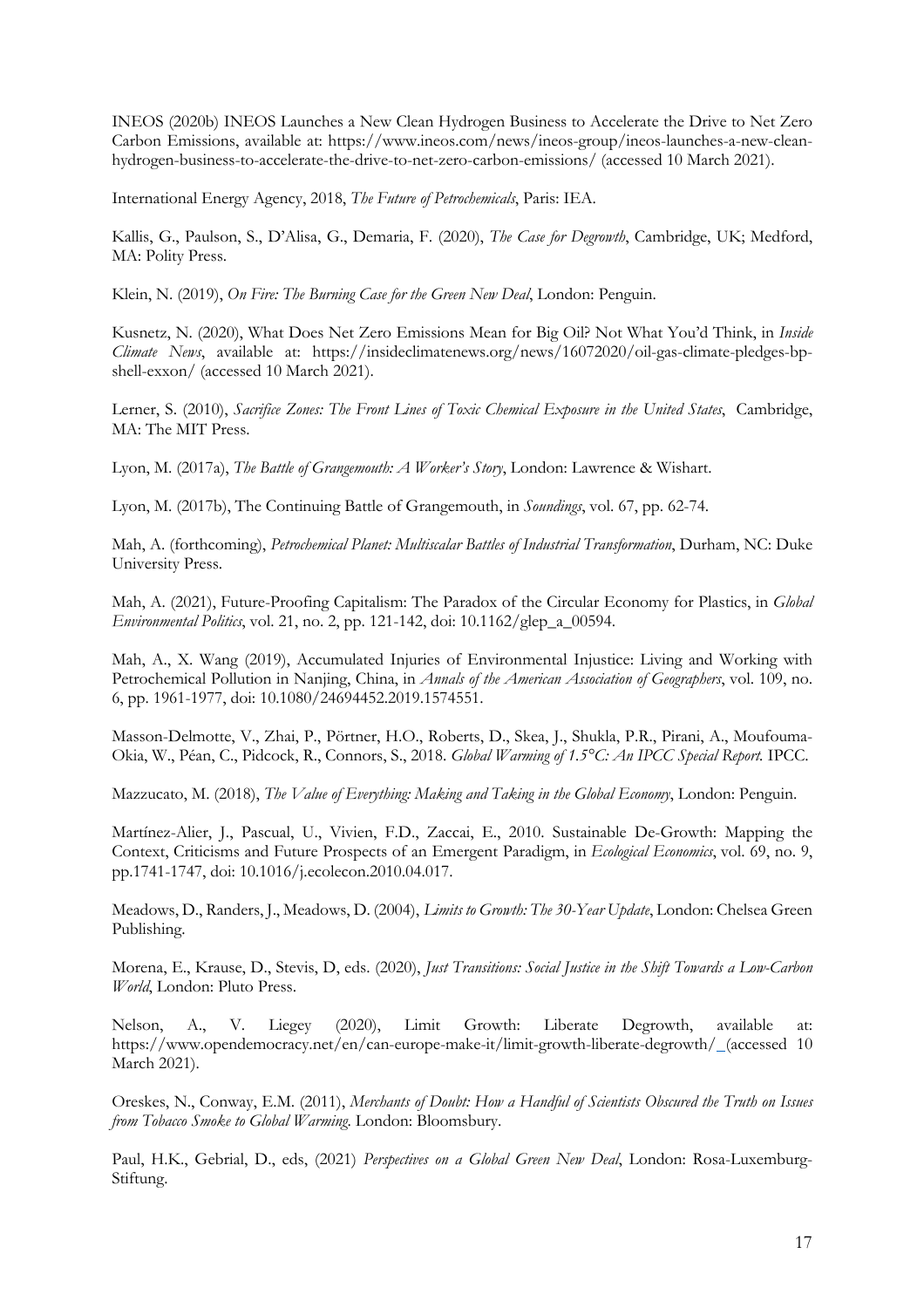INEOS (2020b) INEOS Launches a New Clean Hydrogen Business to Accelerate the Drive to Net Zero Carbon Emissions, available at: https://www.ineos.com/news/ineos-group/ineos-launches-a-new-clean-hydrogen-business-to-accelerate-the-drive-to-net-zero-carbon-emissions/ (accessed 10 March 2021).

International Energy Agency, 2018, *The Future of Petrochemicals*, Paris: IEA.

Kallis, G., Paulson, S., D'Alisa, G., Demaria, F. (2020), *The Case for Degrowth*, Cambridge, UK; Medford, MA: Polity Press.

Klein, N. (2019), *On Fire: The Burning Case for the Green New Deal*, London: Penguin.

Kusnetz, N. (2020), What Does Net Zero Emissions Mean for Big Oil? Not What You'd Think, in *Inside Climate News*, available at: https://insideclimatenews.org/news/16072020/oil-gas-climate-pledges-bp-shell-exxon/ (accessed 10 March 2021).

Lerner, S. (2010), *Sacrifice Zones: The Front Lines of Toxic Chemical Exposure in the United States*, Cambridge, MA: The MIT Press.

Lyon, M. (2017a), *The Battle of Grangemouth: A Worker's Story*, London: Lawrence & Wishart.

Lyon, M. (2017b), The Continuing Battle of Grangemouth, in *Soundings*, vol. 67, pp. 62-74.

Mah, A. (forthcoming), *Petrochemical Planet: Multiscalar Battles of Industrial Transformation*, Durham, NC: Duke University Press.

Mah, A. (2021), Future-Proofing Capitalism: The Paradox of the Circular Economy for Plastics, in *Global Environmental Politics*, vol. 21, no. 2, pp. 121-142, doi: 10.1162/glep_a_00594.

Mah, A., X. Wang (2019), Accumulated Injuries of Environmental Injustice: Living and Working with Petrochemical Pollution in Nanjing, China, in *Annals of the American Association of Geographers*, vol. 109, no. 6, pp. 1961-1977, doi: 10.1080/24694452.2019.1574551.

Masson-Delmotte, V., Zhai, P., Pörtner, H.O., Roberts, D., Skea, J., Shukla, P.R., Pirani, A., Moufouma-Okia, W., Péan, C., Pidcock, R., Connors, S., 2018. *Global Warming of 1.5°C: An IPCC Special Report.* IPCC.

Mazzucato, M. (2018), *The Value of Everything: Making and Taking in the Global Economy*, London: Penguin.

Martínez-Alier, J., Pascual, U., Vivien, F.D., Zaccai, E., 2010. Sustainable De-Growth: Mapping the Context, Criticisms and Future Prospects of an Emergent Paradigm, in *Ecological Economics*, vol. 69, no. 9, pp.1741-1747, doi: 10.1016/j.ecolecon.2010.04.017.

Meadows, D., Randers, J., Meadows, D. (2004), *Limits to Growth: The 30-Year Update*, London: Chelsea Green Publishing.

Morena, E., Krause, D., Stevis, D, eds. (2020), *Just Transitions: Social Justice in the Shift Towards a Low-Carbon World*, London: Pluto Press.

Nelson, A., V. Liegey (2020), Limit Growth: Liberate Degrowth, available at: https://www.opendemocracy.net/en/can-europe-make-it/limit-growth-liberate-degrowth/_(accessed 10 March 2021).

Oreskes, N., Conway, E.M. (2011), *Merchants of Doubt: How a Handful of Scientists Obscured the Truth on Issues from Tobacco Smoke to Global Warming*. London: Bloomsbury.

Paul, H.K., Gebrial, D., eds, (2021) *Perspectives on a Global Green New Deal*, London: Rosa-Luxemburg-Stiftung.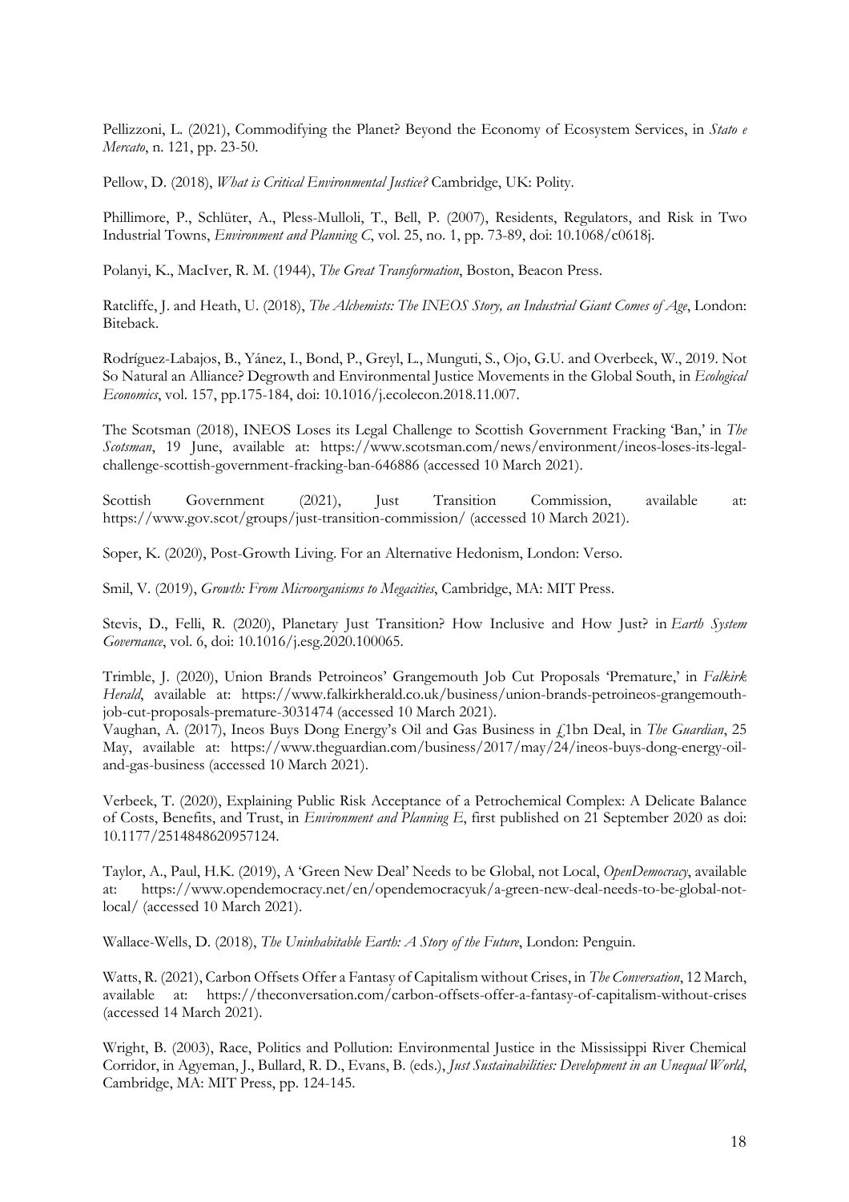Pellizzoni, L. (2021), Commodifying the Planet? Beyond the Economy of Ecosystem Services, in *Stato e Mercato*, n. 121, pp. 23-50.

Pellow, D. (2018), *What is Critical Environmental Justice?* Cambridge, UK: Polity.

Phillimore, P., Schlüter, A., Pless-Mulloli, T., Bell, P. (2007), Residents, Regulators, and Risk in Two Industrial Towns, *Environment and Planning C*, vol. 25, no. 1, pp. 73-89, doi: 10.1068/c0618j.

Polanyi, K., MacIver, R. M. (1944), *The Great Transformation*, Boston, Beacon Press.

Ratcliffe, J. and Heath, U. (2018), *The Alchemists: The INEOS Story, an Industrial Giant Comes of Age*, London: Biteback.

Rodríguez-Labajos, B., Yánez, I., Bond, P., Greyl, L., Munguti, S., Ojo, G.U. and Overbeek, W., 2019. Not So Natural an Alliance? Degrowth and Environmental Justice Movements in the Global South, in *Ecological Economics*, vol. 157, pp.175-184, doi: 10.1016/j.ecolecon.2018.11.007.

The Scotsman (2018), INEOS Loses its Legal Challenge to Scottish Government Fracking 'Ban,' in *The Scotsman*, 19 June, available at: https://www.scotsman.com/news/environment/ineos-loses-its-legal-challenge-scottish-government-fracking-ban-646886 (accessed 10 March 2021).

Scottish Government (2021), Just Transition Commission, available at: https://www.gov.scot/groups/just-transition-commission/ (accessed 10 March 2021).

Soper, K. (2020), Post-Growth Living. For an Alternative Hedonism, London: Verso.

Smil, V. (2019), *Growth: From Microorganisms to Megacities*, Cambridge, MA: MIT Press.

Stevis, D., Felli, R. (2020), Planetary Just Transition? How Inclusive and How Just? in *Earth System Governance*, vol. 6, doi: 10.1016/j.esg.2020.100065.

Trimble, J. (2020), Union Brands Petroineos' Grangemouth Job Cut Proposals 'Premature,' in *Falkirk Herald*, available at: https://www.falkirkherald.co.uk/business/union-brands-petroineos-grangemouth-job-cut-proposals-premature-3031474 (accessed 10 March 2021).

Vaughan, A. (2017), Ineos Buys Dong Energy's Oil and Gas Business in £1bn Deal, in *The Guardian*, 25 May, available at: https://www.theguardian.com/business/2017/may/24/ineos-buys-dong-energy-oil-and-gas-business (accessed 10 March 2021).

Verbeek, T. (2020), Explaining Public Risk Acceptance of a Petrochemical Complex: A Delicate Balance of Costs, Benefits, and Trust, in *Environment and Planning E*, first published on 21 September 2020 as doi: 10.1177/2514848620957124.

Taylor, A., Paul, H.K. (2019), A 'Green New Deal' Needs to be Global, not Local, *OpenDemocracy*, available at: https://www.opendemocracy.net/en/opendemocracyuk/a-green-new-deal-needs-to-be-global-not-local/ (accessed 10 March 2021).

Wallace-Wells, D. (2018), *The Uninhabitable Earth: A Story of the Future*, London: Penguin.

Watts, R. (2021), Carbon Offsets Offer a Fantasy of Capitalism without Crises, in *The Conversation*, 12 March, available at: https://theconversation.com/carbon-offsets-offer-a-fantasy-of-capitalism-without-crises (accessed 14 March 2021).

Wright, B. (2003), Race, Politics and Pollution: Environmental Justice in the Mississippi River Chemical Corridor, in Agyeman, J., Bullard, R. D., Evans, B. (eds.), *Just Sustainabilities: Development in an Unequal World*, Cambridge, MA: MIT Press, pp. 124-145.